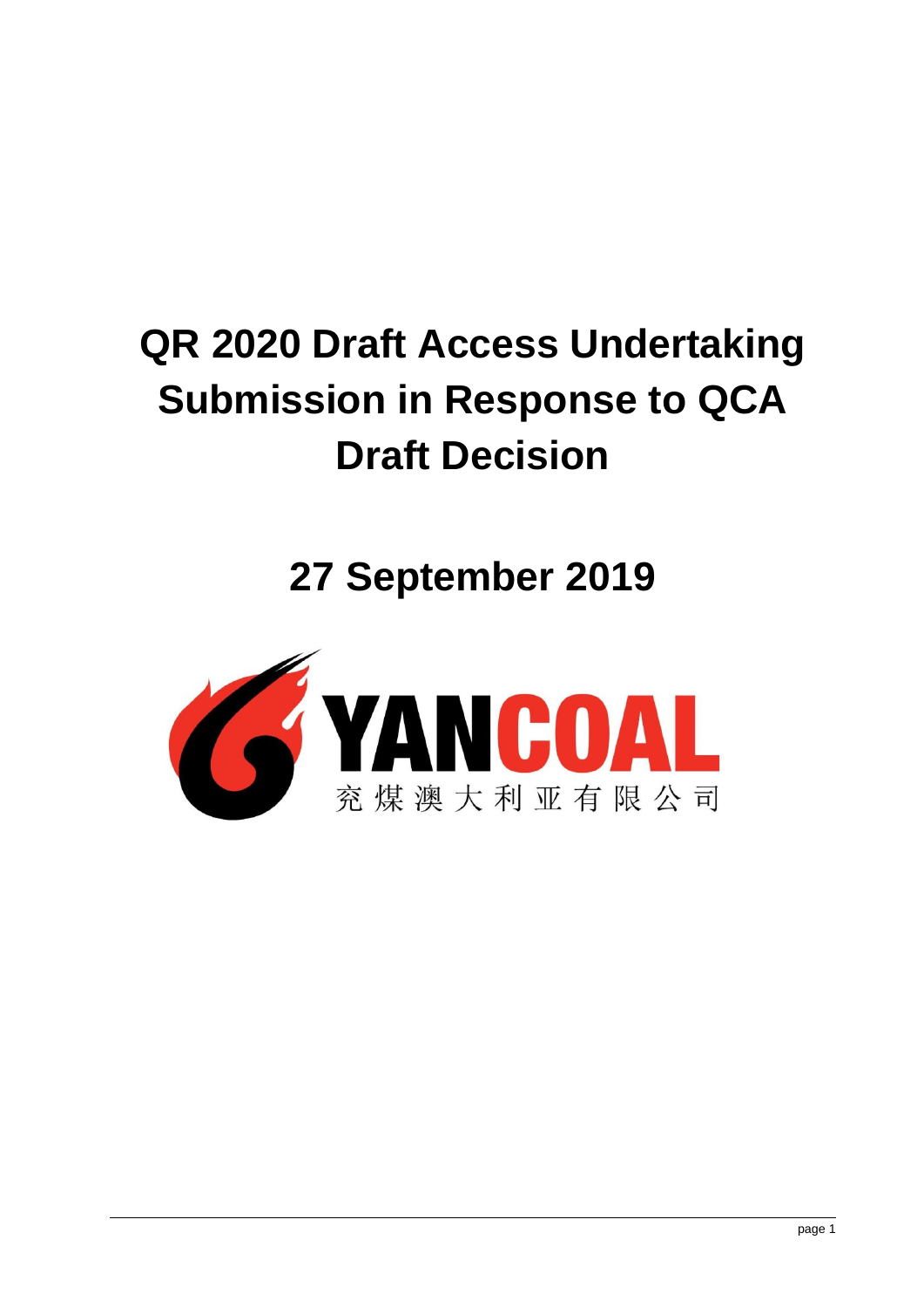# QR 2020 Draft Access Undertaking Submission in Response to QCA Draft Decision

## 27 September 2019

YANCOAL

兖煤澳大利亚有限公司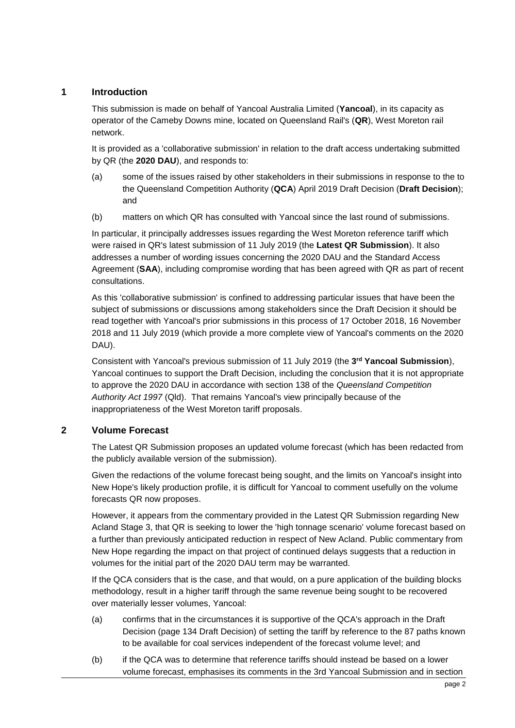## 1 Introduction

This submission is made on behalf of Yancoal Australia Limited (**Yancoal**), in its capacity as operator of the Cameby Downs mine, located on Queensland Rail's (**QR**), West Moreton rail network.

It is provided as a 'collaborative submission' in relation to the draft access undertaking submitted by QR (the **2020 DAU**), and responds to:

(a) some of the issues raised by other stakeholders in their submissions in response to the the to the Queensland Competition Authority (**QCA**) April 2019 Draft Decision (**Draft Decision**); and

(b) matters on which QR has consulted with Yancoal since the last round of submissions.

In particular, it principally addresses issues regarding the West Moreton reference tariff which were raised in QR's latest submission of 11 July 2019 (the **Latest QR Submission**). It also addresses a number of wording issues concerning the 2020 DAU and the Standard Access Agreement (**SAA**), including compromise wording that has been agreed with QR as part of recent consultations.

As this 'collaborative submission' is confined to addressing particular issues that have been the subject of submissions or discussions among stakeholders since the Draft Decision it should be read together with Yancoal's prior submissions in this process of 17 October 2018, 16 November 2018 and 11 July 2019 (which provide a more complete view of Yancoal's comments on the 2020 DAU).

Consistent with Yancoal's previous submission of 11 July 2019 (the **3rd Yancoal Submission**), Yancoal continues to support the Draft Decision, including the conclusion that it is not appropriate to approve the 2020 DAU in accordance with section 138 of the *Queensland Competition Authority Act 1997* (Qld). That remains Yancoal's view principally because of the inappropriateness of the West Moreton tariff proposals.

## 2 Volume Forecast

The Latest QR Submission proposes an updated volume forecast (which has been redacted from the publicly available version of the submission).

Given the redactions of the volume forecast being sought, and the limits on Yancoal's insight into New Hope's likely production profile, it is difficult for Yancoal to comment usefully on the volume forecasts QR now proposes.

However, it appears from the commentary provided in the Latest QR Submission regarding New Acland Stage 3, that QR is seeking to lower the 'high tonnage scenario' volume forecast based on a further than previously anticipated reduction in respect of New Acland. Public commentary from New Hope regarding the impact on that project of continued delays suggests that a reduction in volumes for the initial part of the 2020 DAU term may be warranted.

If the QCA considers that is the case, and that would, on a pure application of the building blocks methodology, result in a higher tariff through the same revenue being sought to be recovered over materially lesser volumes, Yancoal:

(a) confirms that in the circumstances it is supportive of the QCA's approach in the Draft Decision (page 134 Draft Decision) of setting the tariff by reference to the 87 paths known to be available for coal services independent of the forecast volume level; and

(b) if the QCA was to determine that reference tariffs should instead be based on a lower volume forecast, emphasises its comments in the 3rd Yancoal Submission and in section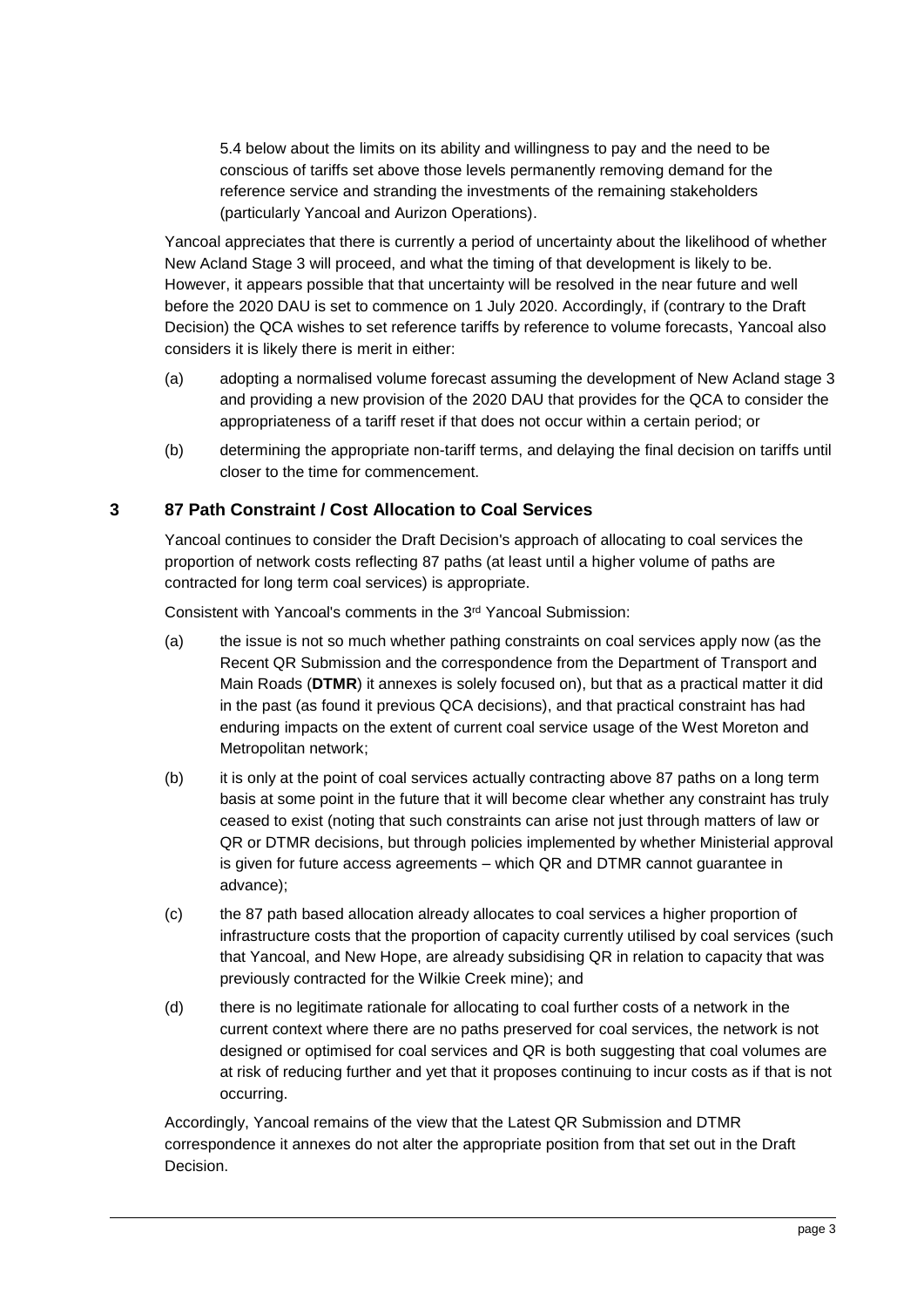5.4 below about the limits on its ability and willingness to pay and the need to be conscious of tariffs set above those levels permanently removing demand for the reference service and stranding the investments of the remaining stakeholders (particularly Yancoal and Aurizon Operations).

Yancoal appreciates that there is currently a period of uncertainty about the likelihood of whether New Acland Stage 3 will proceed, and what the timing of that development is likely to be. However, it appears possible that that uncertainty will be resolved in the near future and well before the 2020 DAU is set to commence on 1 July 2020. Accordingly, if (contrary to the Draft Decision) the QCA wishes to set reference tariffs by reference to volume forecasts, Yancoal also considers it is likely there is merit in either:

(a) adopting a normalised volume forecast assuming the development of New Acland stage 3 and providing a new provision of the 2020 DAU that provides for the QCA to consider the appropriateness of a tariff reset if that does not occur within a certain period; or

(b) determining the appropriate non-tariff terms, and delaying the final decision on tariffs until closer to the time for commencement.

## 3 87 Path Constraint / Cost Allocation to Coal Services

Yancoal continues to consider the Draft Decision's approach of allocating to coal services the proportion of network costs reflecting 87 paths (at least until a higher volume of paths are contracted for long term coal services) is appropriate.

Consistent with Yancoal's comments in the 3rd Yancoal Submission:

(a) the issue is not so much whether pathing constraints on coal services apply now (as the Recent QR Submission and the correspondence from the Department of Transport and Main Roads (**DTMR**) it annexes is solely focused on), but that as a practical matter it did in the past (as found it previous QCA decisions), and that practical constraint has had enduring impacts on the extent of current coal service usage of the West Moreton and Metropolitan network;

(b) it is only at the point of coal services actually contracting above 87 paths on a long term basis at some point in the future that it will become clear whether any constraint has truly ceased to exist (noting that such constraints can arise not just through matters of law or QR or DTMR decisions, but through policies implemented by whether Ministerial approval is given for future access agreements – which QR and DTMR cannot guarantee in advance);

(c) the 87 path based allocation already allocates to coal services a higher proportion of infrastructure costs that the proportion of capacity currently utilised by coal services (such that Yancoal, and New Hope, are already subsidising QR in relation to capacity that was previously contracted for the Wilkie Creek mine); and

(d) there is no legitimate rationale for allocating to coal further costs of a network in the current context where there are no paths preserved for coal services, the network is not designed or optimised for coal services and QR is both suggesting that coal volumes are at risk of reducing further and yet that it proposes continuing to incur costs as if that is not occurring.

Accordingly, Yancoal remains of the view that the Latest QR Submission and DTMR correspondence it annexes do not alter the appropriate position from that set out in the Draft Decision.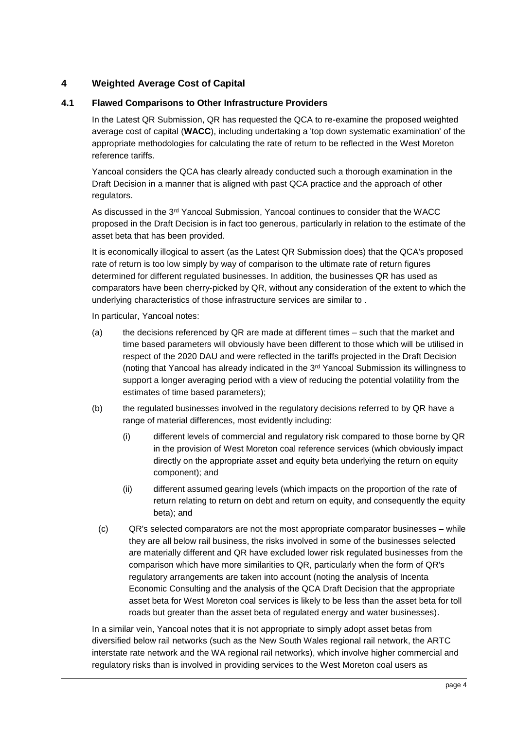## 4 Weighted Average Cost of Capital

### 4.1 Flawed Comparisons to Other Infrastructure Providers

In the Latest QR Submission, QR has requested the QCA to re-examine the proposed weighted average cost of capital (**WACC**), including undertaking a 'top down systematic examination' of the appropriate methodologies for calculating the rate of return to be reflected in the West Moreton reference tariffs.

Yancoal considers the QCA has clearly already conducted such a thorough examination in the Draft Decision in a manner that is aligned with past QCA practice and the approach of other regulators.

As discussed in the 3rd Yancoal Submission, Yancoal continues to consider that the WACC proposed in the Draft Decision is in fact too generous, particularly in relation to the estimate of the asset beta that has been provided.

It is economically illogical to assert (as the Latest QR Submission does) that the QCA's proposed rate of return is too low simply by way of comparison to the ultimate rate of return figures determined for different regulated businesses. In addition, the businesses QR has used as comparators have been cherry-picked by QR, without any consideration of the extent to which the underlying characteristics of those infrastructure services are similar to .

In particular, Yancoal notes:

(a) the decisions referenced by QR are made at different times – such that the market and time based parameters will obviously have been different to those which will be utilised in respect of the 2020 DAU and were reflected in the tariffs projected in the Draft Decision (noting that Yancoal has already indicated in the 3rd Yancoal Submission its willingness to support a longer averaging period with a view of reducing the potential volatility from the estimates of time based parameters);

(b) the regulated businesses involved in the regulatory decisions referred to by QR have a range of material differences, most evidently including:

  (i) different levels of commercial and regulatory risk compared to those borne by QR in the provision of West Moreton coal reference services (which obviously impact directly on the appropriate asset and equity beta underlying the return on equity component); and

  (ii) different assumed gearing levels (which impacts on the proportion of the rate of return relating to return on debt and return on equity, and consequently the equity beta); and

(c) QR's selected comparators are not the most appropriate comparator businesses – while they are all below rail business, the risks involved in some of the businesses selected are materially different and QR have excluded lower risk regulated businesses from the comparison which have more similarities to QR, particularly when the form of QR's regulatory arrangements are taken into account (noting the analysis of Incenta Economic Consulting and the analysis of the QCA Draft Decision that the appropriate asset beta for West Moreton coal services is likely to be less than the asset beta for toll roads but greater than the asset beta of regulated energy and water businesses).

In a similar vein, Yancoal notes that it is not appropriate to simply adopt asset betas from diversified below rail networks (such as the New South Wales regional rail network, the ARTC interstate rate network and the WA regional rail networks), which involve higher commercial and regulatory risks than is involved in providing services to the West Moreton coal users as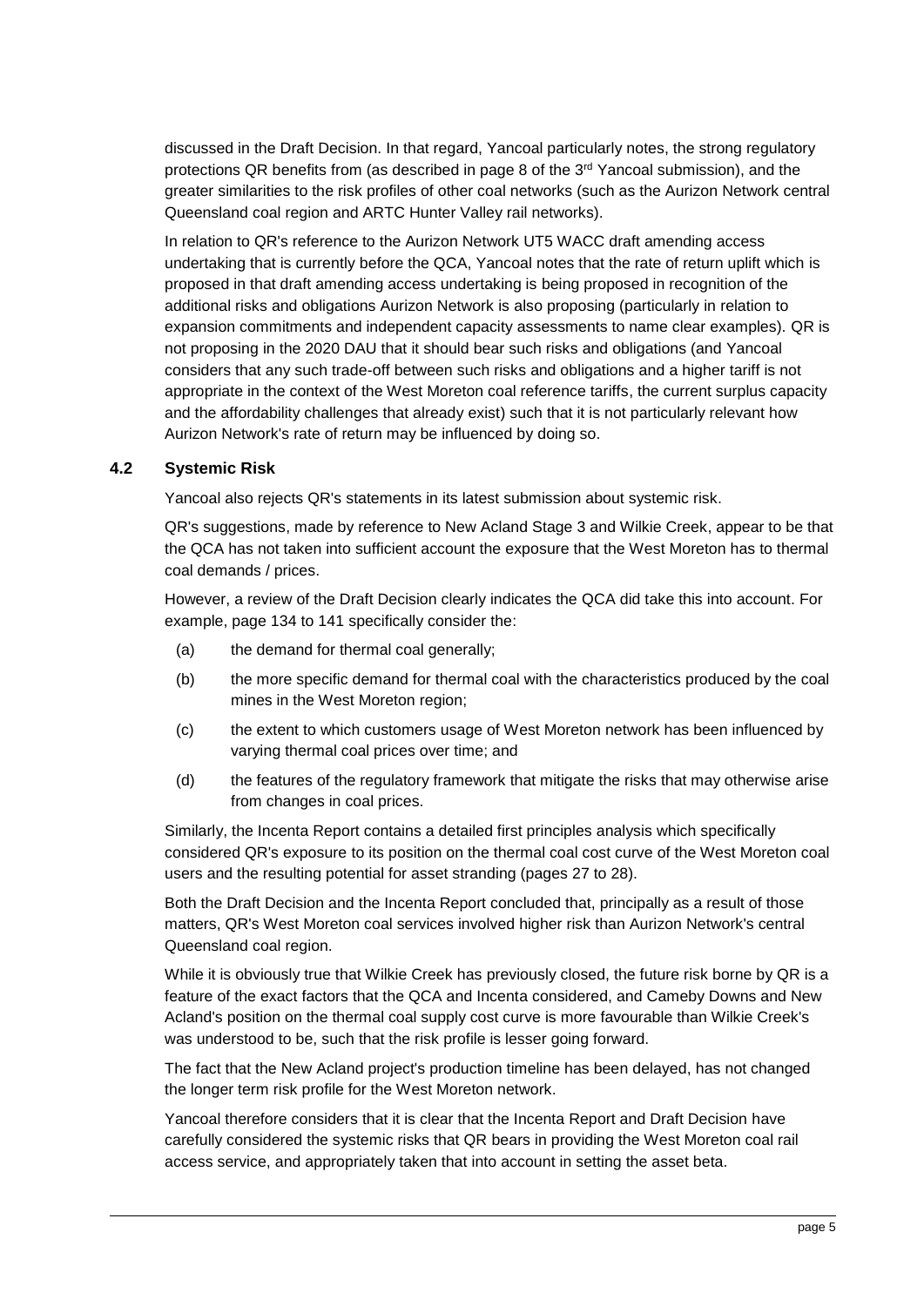discussed in the Draft Decision. In that regard, Yancoal particularly notes, the strong regulatory protections QR benefits from (as described in page 8 of the 3rd Yancoal submission), and the greater similarities to the risk profiles of other coal networks (such as the Aurizon Network central Queensland coal region and ARTC Hunter Valley rail networks).

In relation to QR's reference to the Aurizon Network UT5 WACC draft amending access undertaking that is currently before the QCA, Yancoal notes that the rate of return uplift which is proposed in that draft amending access undertaking is being proposed in recognition of the additional risks and obligations Aurizon Network is also proposing (particularly in relation to expansion commitments and independent capacity assessments to name clear examples). QR is not proposing in the 2020 DAU that it should bear such risks and obligations (and Yancoal considers that any such trade-off between such risks and obligations and a higher tariff is not appropriate in the context of the West Moreton coal reference tariffs, the current surplus capacity and the affordability challenges that already exist) such that it is not particularly relevant how Aurizon Network's rate of return may be influenced by doing so.

### 4.2 Systemic Risk

Yancoal also rejects QR's statements in its latest submission about systemic risk.

QR's suggestions, made by reference to New Acland Stage 3 and Wilkie Creek, appear to be that the QCA has not taken into sufficient account the exposure that the West Moreton has to thermal coal demands / prices.

However, a review of the Draft Decision clearly indicates the QCA did take this into account. For example, page 134 to 141 specifically consider the:

(a) the demand for thermal coal generally;

(b) the more specific demand for thermal coal with the characteristics produced by the coal mines in the West Moreton region;

(c) the extent to which customers usage of West Moreton network has been influenced by varying thermal coal prices over time; and

(d) the features of the regulatory framework that mitigate the risks that may otherwise arise from changes in coal prices.

Similarly, the Incenta Report contains a detailed first principles analysis which specifically considered QR's exposure to its position on the thermal coal cost curve of the West Moreton coal users and the resulting potential for asset stranding (pages 27 to 28).

Both the Draft Decision and the Incenta Report concluded that, principally as a result of those matters, QR's West Moreton coal services involved higher risk than Aurizon Network's central Queensland coal region.

While it is obviously true that Wilkie Creek has previously closed, the future risk borne by QR is a feature of the exact factors that the QCA and Incenta considered, and Cameby Downs and New Acland's position on the thermal coal supply cost curve is more favourable than Wilkie Creek's was understood to be, such that the risk profile is lesser going forward.

The fact that the New Acland project's production timeline has been delayed, has not changed the longer term risk profile for the West Moreton network.

Yancoal therefore considers that it is clear that the Incenta Report and Draft Decision have carefully considered the systemic risks that QR bears in providing the West Moreton coal rail access service, and appropriately taken that into account in setting the asset beta.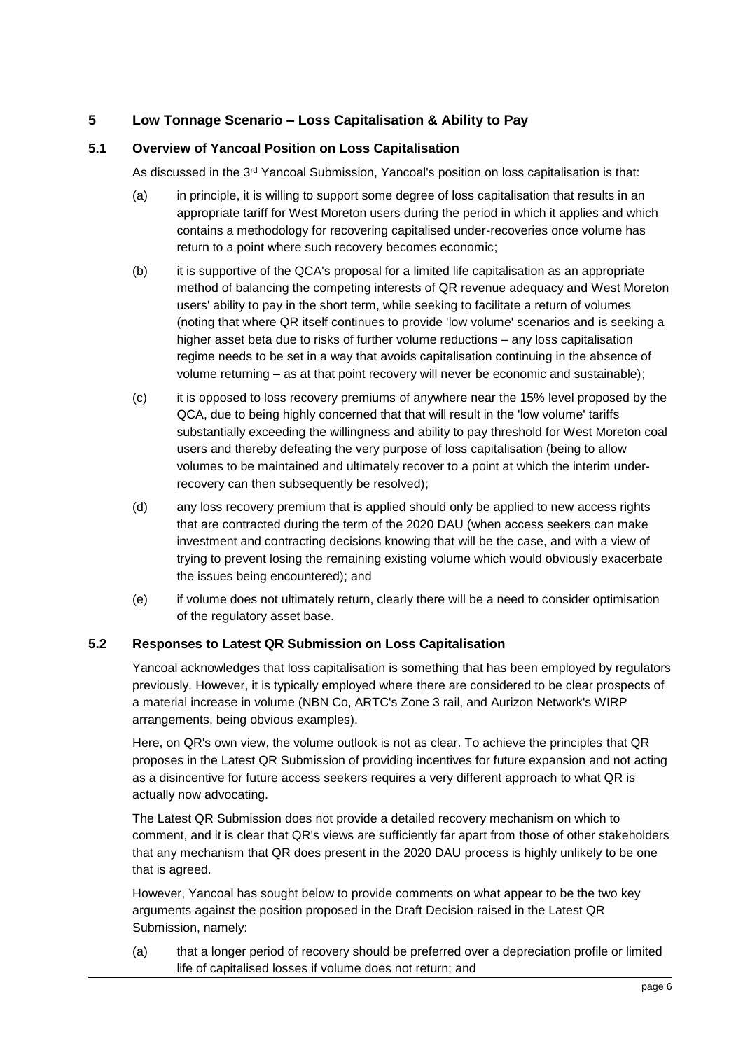## 5 Low Tonnage Scenario – Loss Capitalisation & Ability to Pay

### 5.1 Overview of Yancoal Position on Loss Capitalisation

As discussed in the 3rd Yancoal Submission, Yancoal's position on loss capitalisation is that:

(a) in principle, it is willing to support some degree of loss capitalisation that results in an appropriate tariff for West Moreton users during the period in which it applies and which contains a methodology for recovering capitalised under-recoveries once volume has return to a point where such recovery becomes economic;

(b) it is supportive of the QCA's proposal for a limited life capitalisation as an appropriate method of balancing the competing interests of QR revenue adequacy and West Moreton users' ability to pay in the short term, while seeking to facilitate a return of volumes (noting that where QR itself continues to provide 'low volume' scenarios and is seeking a higher asset beta due to risks of further volume reductions – any loss capitalisation regime needs to be set in a way that avoids capitalisation continuing in the absence of volume returning – as at that point recovery will never be economic and sustainable);

(c) it is opposed to loss recovery premiums of anywhere near the 15% level proposed by the QCA, due to being highly concerned that that will result in the 'low volume' tariffs substantially exceeding the willingness and ability to pay threshold for West Moreton coal users and thereby defeating the very purpose of loss capitalisation (being to allow volumes to be maintained and ultimately recover to a point at which the interim under-recovery can then subsequently be resolved);

(d) any loss recovery premium that is applied should only be applied to new access rights that are contracted during the term of the 2020 DAU (when access seekers can make investment and contracting decisions knowing that will be the case, and with a view of trying to prevent losing the remaining existing volume which would obviously exacerbate the issues being encountered); and

(e) if volume does not ultimately return, clearly there will be a need to consider optimisation of the regulatory asset base.

### 5.2 Responses to Latest QR Submission on Loss Capitalisation

Yancoal acknowledges that loss capitalisation is something that has been employed by regulators previously. However, it is typically employed where there are considered to be clear prospects of a material increase in volume (NBN Co, ARTC's Zone 3 rail, and Aurizon Network's WIRP arrangements, being obvious examples).

Here, on QR's own view, the volume outlook is not as clear. To achieve the principles that QR proposes in the Latest QR Submission of providing incentives for future expansion and not acting as a disincentive for future access seekers requires a very different approach to what QR is actually now advocating.

The Latest QR Submission does not provide a detailed recovery mechanism on which to comment, and it is clear that QR's views are sufficiently far apart from those of other stakeholders that any mechanism that QR does present in the 2020 DAU process is highly unlikely to be one that is agreed.

However, Yancoal has sought below to provide comments on what appear to be the two key arguments against the position proposed in the Draft Decision raised in the Latest QR Submission, namely:

(a) that a longer period of recovery should be preferred over a depreciation profile or limited life of capitalised losses if volume does not return; and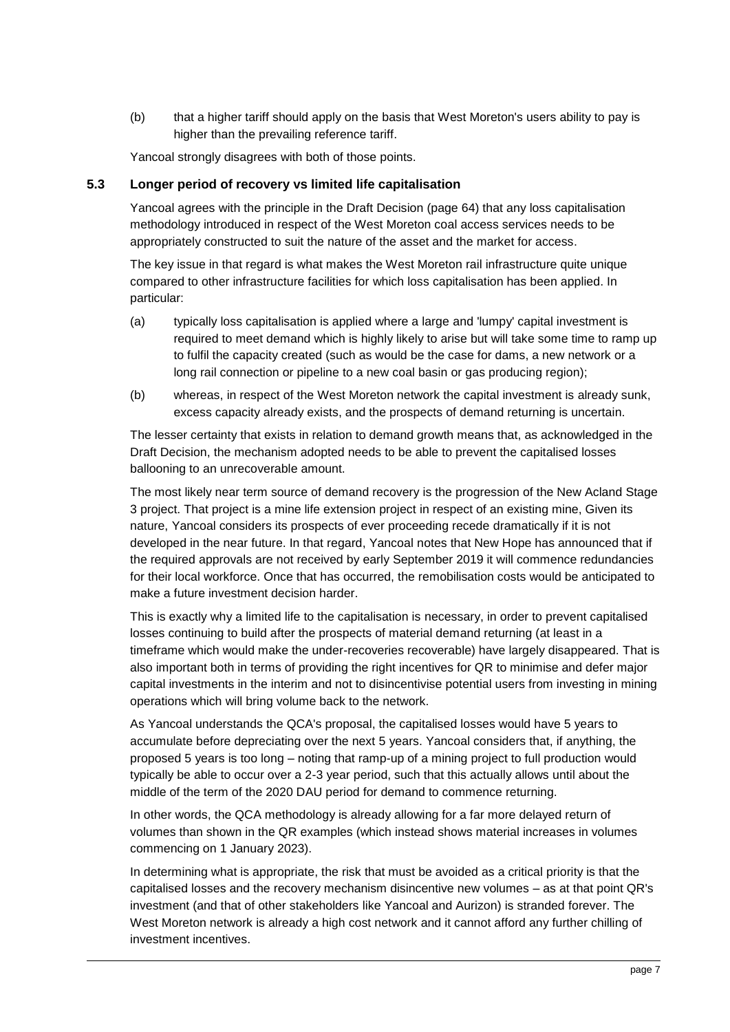(b) that a higher tariff should apply on the basis that West Moreton's users ability to pay is higher than the prevailing reference tariff.

Yancoal strongly disagrees with both of those points.

### 5.3 Longer period of recovery vs limited life capitalisation

Yancoal agrees with the principle in the Draft Decision (page 64) that any loss capitalisation methodology introduced in respect of the West Moreton coal access services needs to be appropriately constructed to suit the nature of the asset and the market for access.

The key issue in that regard is what makes the West Moreton rail infrastructure quite unique compared to other infrastructure facilities for which loss capitalisation has been applied. In particular:

(a) typically loss capitalisation is applied where a large and 'lumpy' capital investment is required to meet demand which is highly likely to arise but will take some time to ramp up to fulfil the capacity created (such as would be the case for dams, a new network or a long rail connection or pipeline to a new coal basin or gas producing region);

(b) whereas, in respect of the West Moreton network the capital investment is already sunk, excess capacity already exists, and the prospects of demand returning is uncertain.

The lesser certainty that exists in relation to demand growth means that, as acknowledged in the Draft Decision, the mechanism adopted needs to be able to prevent the capitalised losses ballooning to an unrecoverable amount.

The most likely near term source of demand recovery is the progression of the New Acland Stage 3 project. That project is a mine life extension project in respect of an existing mine, Given its nature, Yancoal considers its prospects of ever proceeding recede dramatically if it is not developed in the near future. In that regard, Yancoal notes that New Hope has announced that if the required approvals are not received by early September 2019 it will commence redundancies for their local workforce. Once that has occurred, the remobilisation costs would be anticipated to make a future investment decision harder.

This is exactly why a limited life to the capitalisation is necessary, in order to prevent capitalised losses continuing to build after the prospects of material demand returning (at least in a timeframe which would make the under-recoveries recoverable) have largely disappeared. That is also important both in terms of providing the right incentives for QR to minimise and defer major capital investments in the interim and not to disincentivise potential users from investing in mining operations which will bring volume back to the network.

As Yancoal understands the QCA's proposal, the capitalised losses would have 5 years to accumulate before depreciating over the next 5 years. Yancoal considers that, if anything, the proposed 5 years is too long – noting that ramp-up of a mining project to full production would typically be able to occur over a 2-3 year period, such that this actually allows until about the middle of the term of the 2020 DAU period for demand to commence returning.

In other words, the QCA methodology is already allowing for a far more delayed return of volumes than shown in the QR examples (which instead shows material increases in volumes commencing on 1 January 2023).

In determining what is appropriate, the risk that must be avoided as a critical priority is that the capitalised losses and the recovery mechanism disincentive new volumes – as at that point QR's investment (and that of other stakeholders like Yancoal and Aurizon) is stranded forever. The West Moreton network is already a high cost network and it cannot afford any further chilling of investment incentives.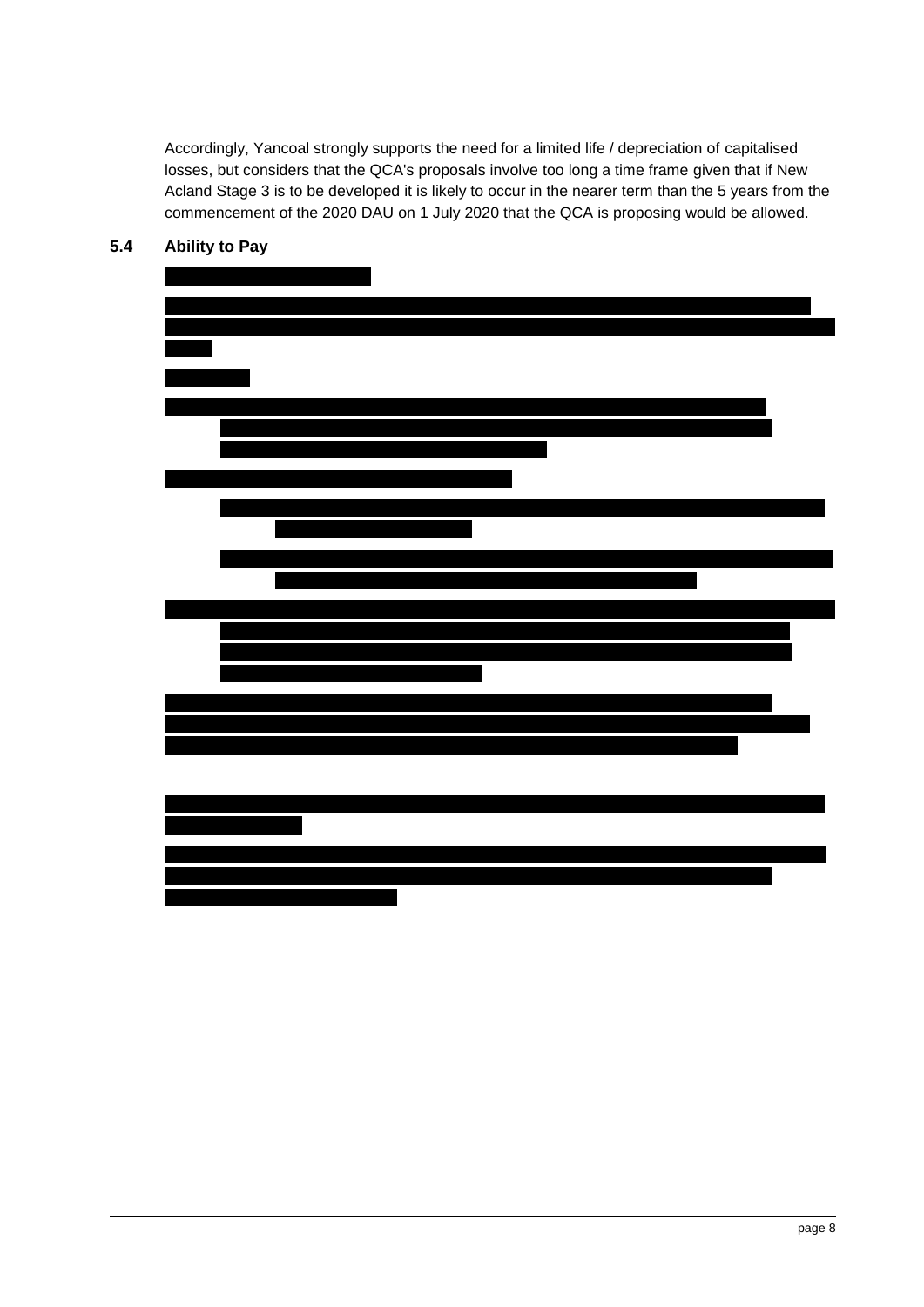Accordingly, Yancoal strongly supports the need for a limited life / depreciation of capitalised losses, but considers that the QCA's proposals involve too long a time frame given that if New Acland Stage 3 is to be developed it is likely to occur in the nearer term than the 5 years from the commencement of the 2020 DAU on 1 July 2020 that the QCA is proposing would be allowed.

## 5.4 Ability to Pay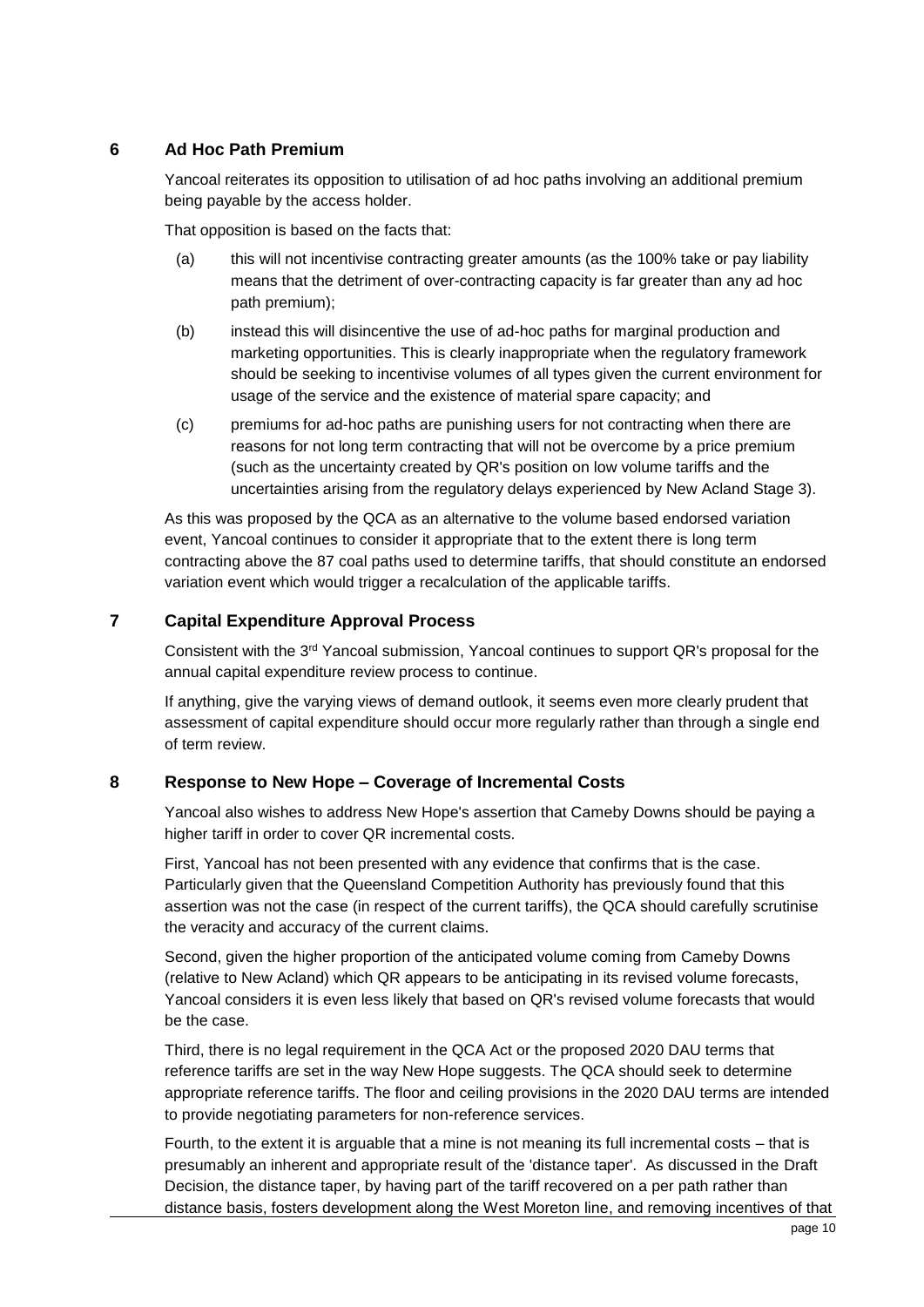## 6 Ad Hoc Path Premium

Yancoal reiterates its opposition to utilisation of ad hoc paths involving an additional premium being payable by the access holder.

That opposition is based on the facts that:

(a) this will not incentivise contracting greater amounts (as the 100% take or pay liability means that the detriment of over-contracting capacity is far greater than any ad hoc path premium);

(b) instead this will disincentive the use of ad-hoc paths for marginal production and marketing opportunities. This is clearly inappropriate when the regulatory framework should be seeking to incentivise volumes of all types given the current environment for usage of the service and the existence of material spare capacity; and

(c) premiums for ad-hoc paths are punishing users for not contracting when there are reasons for not long term contracting that will not be overcome by a price premium (such as the uncertainty created by QR's position on low volume tariffs and the uncertainties arising from the regulatory delays experienced by New Acland Stage 3).

As this was proposed by the QCA as an alternative to the volume based endorsed variation event, Yancoal continues to consider it appropriate that to the extent there is long term contracting above the 87 coal paths used to determine tariffs, that should constitute an endorsed variation event which would trigger a recalculation of the applicable tariffs.

## 7 Capital Expenditure Approval Process

Consistent with the 3rd Yancoal submission, Yancoal continues to support QR's proposal for the annual capital expenditure review process to continue.

If anything, give the varying views of demand outlook, it seems even more clearly prudent that assessment of capital expenditure should occur more regularly rather than through a single end of term review.

## 8 Response to New Hope – Coverage of Incremental Costs

Yancoal also wishes to address New Hope's assertion that Cameby Downs should be paying a higher tariff in order to cover QR incremental costs.

First, Yancoal has not been presented with any evidence that confirms that is the case. Particularly given that the Queensland Competition Authority has previously found that this assertion was not the case (in respect of the current tariffs), the QCA should carefully scrutinise the veracity and accuracy of the current claims.

Second, given the higher proportion of the anticipated volume coming from Cameby Downs (relative to New Acland) which QR appears to be anticipating in its revised volume forecasts, Yancoal considers it is even less likely that based on QR's revised volume forecasts that would be the case.

Third, there is no legal requirement in the QCA Act or the proposed 2020 DAU terms that reference tariffs are set in the way New Hope suggests. The QCA should seek to determine appropriate reference tariffs. The floor and ceiling provisions in the 2020 DAU terms are intended to provide negotiating parameters for non-reference services.

Fourth, to the extent it is arguable that a mine is not meaning its full incremental costs – that is presumably an inherent and appropriate result of the 'distance taper'. As discussed in the Draft Decision, the distance taper, by having part of the tariff recovered on a per path rather than distance basis, fosters development along the West Moreton line, and removing incentives of that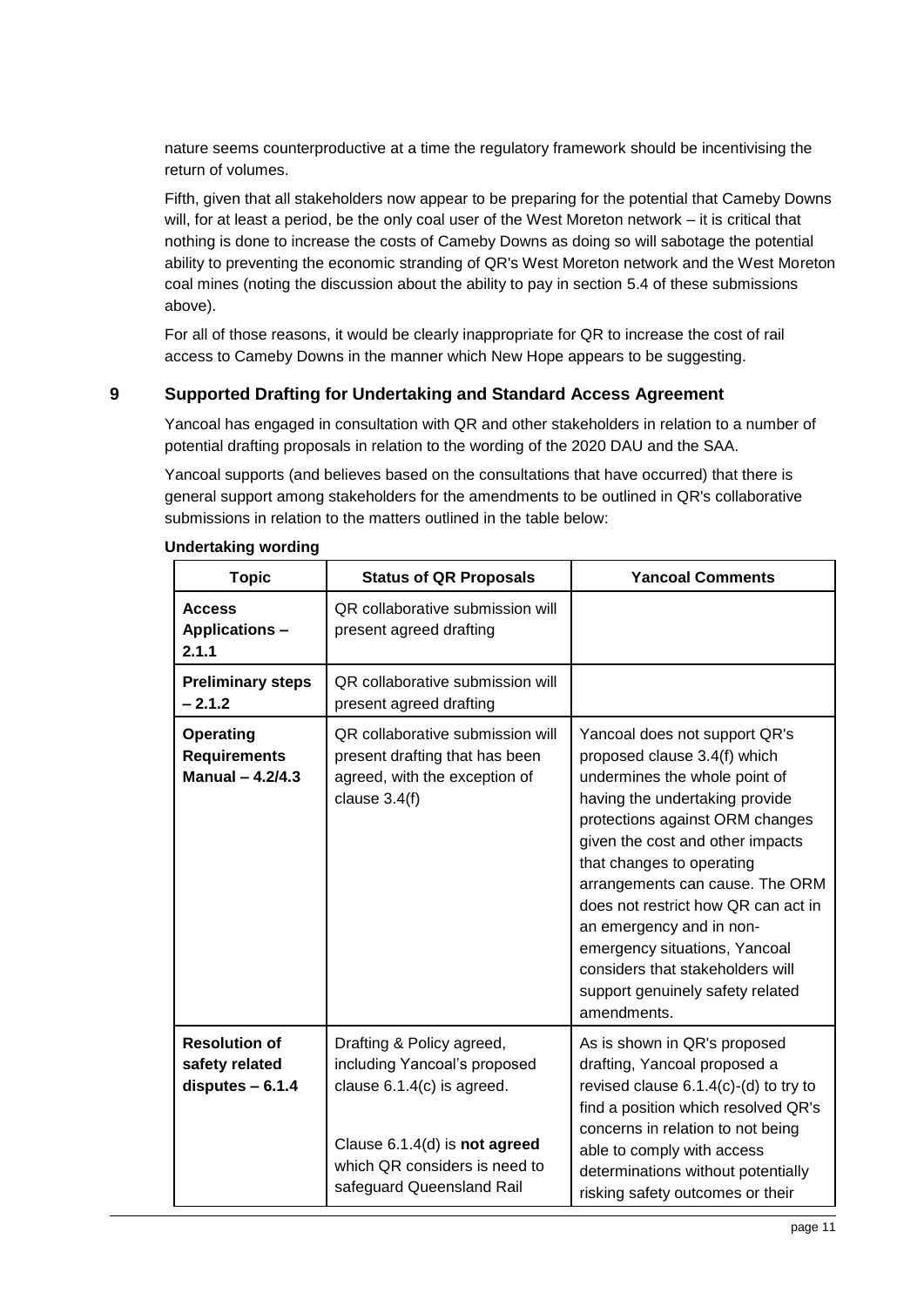nature seems counterproductive at a time the regulatory framework should be incentivising the return of volumes.

Fifth, given that all stakeholders now appear to be preparing for the potential that Cameby Downs will, for at least a period, be the only coal user of the West Moreton network – it is critical that nothing is done to increase the costs of Cameby Downs as doing so will sabotage the potential ability to preventing the economic stranding of QR's West Moreton network and the West Moreton coal mines (noting the discussion about the ability to pay in section 5.4 of these submissions above).

For all of those reasons, it would be clearly inappropriate for QR to increase the cost of rail access to Cameby Downs in the manner which New Hope appears to be suggesting.

## 9 Supported Drafting for Undertaking and Standard Access Agreement

Yancoal has engaged in consultation with QR and other stakeholders in relation to a number of potential drafting proposals in relation to the wording of the 2020 DAU and the SAA.

Yancoal supports (and believes based on the consultations that have occurred) that there is general support among stakeholders for the amendments to be outlined in QR's collaborative submissions in relation to the matters outlined in the table below:

**Undertaking wording**

| Topic | Status of QR Proposals | Yancoal Comments |
|---|---|---|
| **Access Applications – 2.1.1** | QR collaborative submission will present agreed drafting | |
| **Preliminary steps – 2.1.2** | QR collaborative submission will present agreed drafting | |
| **Operating Requirements Manual – 4.2/4.3** | QR collaborative submission will present drafting that has been agreed, with the exception of clause 3.4(f) | Yancoal does not support QR's proposed clause 3.4(f) which undermines the whole point of having the undertaking provide protections against ORM changes given the cost and other impacts that changes to operating arrangements can cause. The ORM does not restrict how QR can act in an emergency and in non-emergency situations, Yancoal considers that stakeholders will support genuinely safety related amendments. |
| **Resolution of safety related disputes – 6.1.4** | Drafting & Policy agreed, including Yancoal's proposed clause 6.1.4(c) is agreed.<br><br>Clause 6.1.4(d) is **not agreed** which QR considers is need to safeguard Queensland Rail | As is shown in QR's proposed drafting, Yancoal proposed a revised clause 6.1.4(c)-(d) to try to find a position which resolved QR's concerns in relation to not being able to comply with access determinations without potentially risking safety outcomes or their |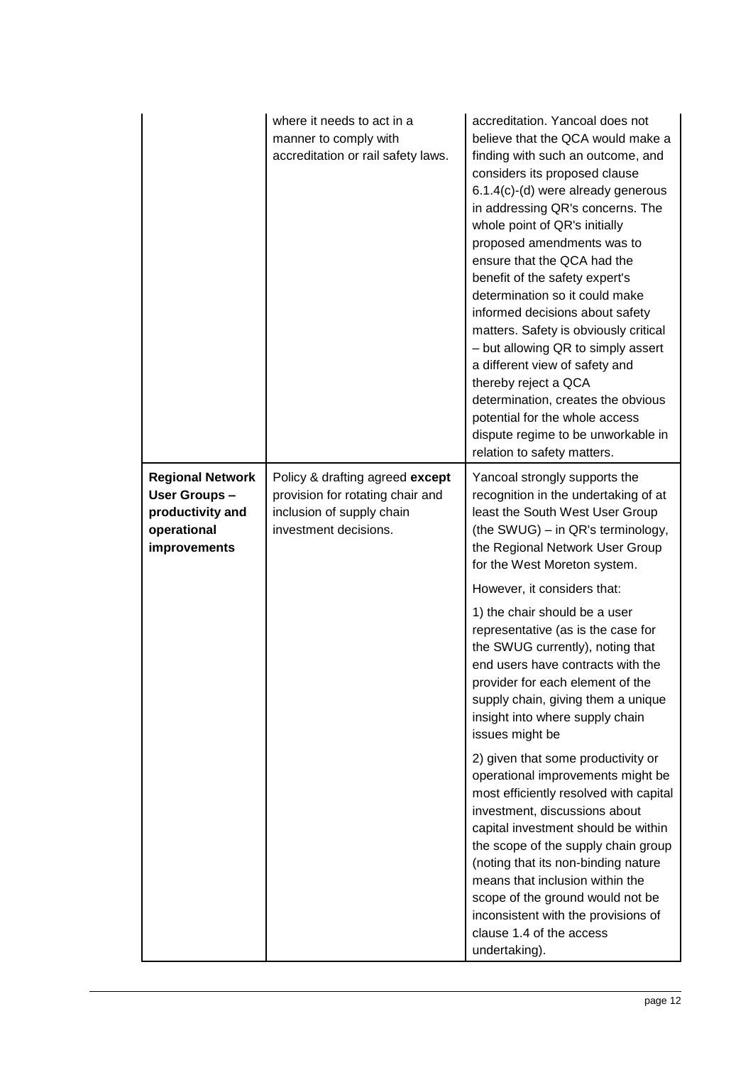| | | |
|---|---|---|
| | where it needs to act in a manner to comply with accreditation or rail safety laws. | accreditation. Yancoal does not believe that the QCA would make a finding with such an outcome, and considers its proposed clause 6.1.4(c)-(d) were already generous in addressing QR's concerns. The whole point of QR's initially proposed amendments was to ensure that the QCA had the benefit of the safety expert's determination so it could make informed decisions about safety matters. Safety is obviously critical – but allowing QR to simply assert a different view of safety and thereby reject a QCA determination, creates the obvious potential for the whole access dispute regime to be unworkable in relation to safety matters. |
| **Regional Network User Groups – productivity and operational improvements** | Policy & drafting agreed **except** provision for rotating chair and inclusion of supply chain investment decisions. | Yancoal strongly supports the recognition in the undertaking of at least the South West User Group (the SWUG) – in QR's terminology, the Regional Network User Group for the West Moreton system.<br><br>However, it considers that:<br><br>1) the chair should be a user representative (as is the case for the SWUG currently), noting that end users have contracts with the provider for each element of the supply chain, giving them a unique insight into where supply chain issues might be<br><br>2) given that some productivity or operational improvements might be most efficiently resolved with capital investment, discussions about capital investment should be within the scope of the supply chain group (noting that its non-binding nature means that inclusion within the scope of the ground would not be inconsistent with the provisions of clause 1.4 of the access undertaking). |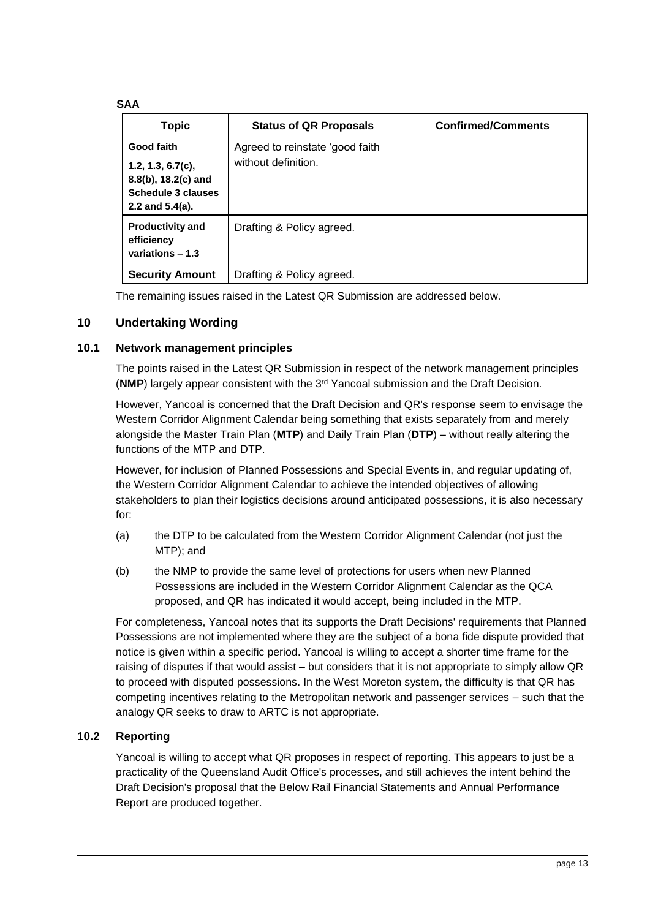**SAA**

| Topic | Status of QR Proposals | Confirmed/Comments |
|---|---|---|
| **Good faith** **1.2, 1.3, 6.7(c), 8.8(b), 18.2(c) and Schedule 3 clauses 2.2 and 5.4(a).** | Agreed to reinstate 'good faith without definition. | |
| **Productivity and efficiency variations – 1.3** | Drafting & Policy agreed. | |
| **Security Amount** | Drafting & Policy agreed. | |

The remaining issues raised in the Latest QR Submission are addressed below.

## 10 Undertaking Wording

### 10.1 Network management principles

The points raised in the Latest QR Submission in respect of the network management principles (**NMP**) largely appear consistent with the 3rd Yancoal submission and the Draft Decision.

However, Yancoal is concerned that the Draft Decision and QR's response seem to envisage the Western Corridor Alignment Calendar being something that exists separately from and merely alongside the Master Train Plan (**MTP**) and Daily Train Plan (**DTP**) – without really altering the functions of the MTP and DTP.

However, for inclusion of Planned Possessions and Special Events in, and regular updating of, the Western Corridor Alignment Calendar to achieve the intended objectives of allowing stakeholders to plan their logistics decisions around anticipated possessions, it is also necessary for:

(a) the DTP to be calculated from the Western Corridor Alignment Calendar (not just the MTP); and

(b) the NMP to provide the same level of protections for users when new Planned Possessions are included in the Western Corridor Alignment Calendar as the QCA proposed, and QR has indicated it would accept, being included in the MTP.

For completeness, Yancoal notes that its supports the Draft Decisions' requirements that Planned Possessions are not implemented where they are the subject of a bona fide dispute provided that notice is given within a specific period. Yancoal is willing to accept a shorter time frame for the raising of disputes if that would assist – but considers that it is not appropriate to simply allow QR to proceed with disputed possessions. In the West Moreton system, the difficulty is that QR has competing incentives relating to the Metropolitan network and passenger services – such that the analogy QR seeks to draw to ARTC is not appropriate.

### 10.2 Reporting

Yancoal is willing to accept what QR proposes in respect of reporting. This appears to just be a practicality of the Queensland Audit Office's processes, and still achieves the intent behind the Draft Decision's proposal that the Below Rail Financial Statements and Annual Performance Report are produced together.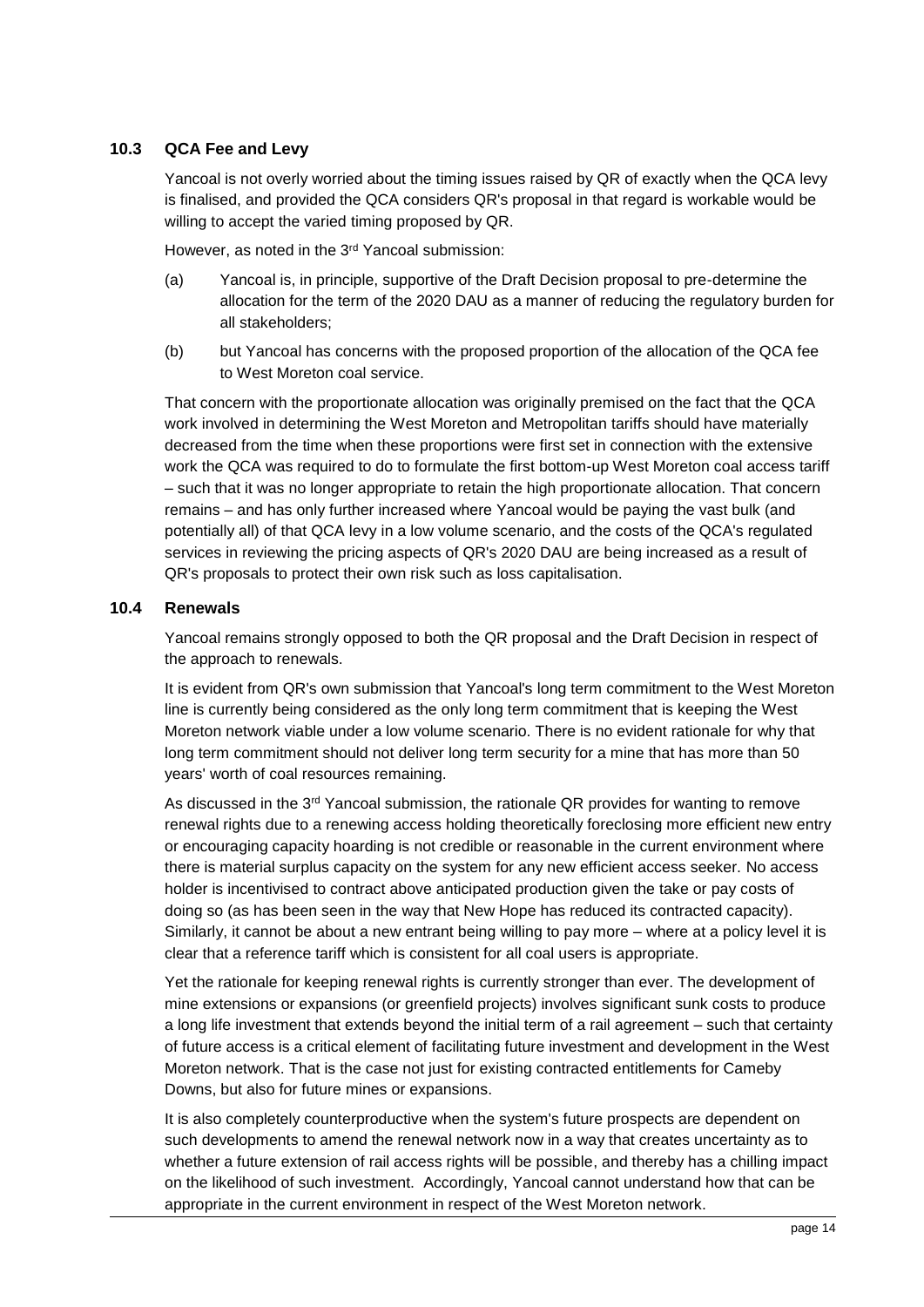### 10.3 QCA Fee and Levy

Yancoal is not overly worried about the timing issues raised by QR of exactly when the QCA levy is finalised, and provided the QCA considers QR's proposal in that regard is workable would be willing to accept the varied timing proposed by QR.

However, as noted in the 3rd Yancoal submission:

(a) Yancoal is, in principle, supportive of the Draft Decision proposal to pre-determine the allocation for the term of the 2020 DAU as a manner of reducing the regulatory burden for all stakeholders;

(b) but Yancoal has concerns with the proposed proportion of the allocation of the QCA fee to West Moreton coal service.

That concern with the proportionate allocation was originally premised on the fact that the QCA work involved in determining the West Moreton and Metropolitan tariffs should have materially decreased from the time when these proportions were first set in connection with the extensive work the QCA was required to do to formulate the first bottom-up West Moreton coal access tariff – such that it was no longer appropriate to retain the high proportionate allocation. That concern remains – and has only further increased where Yancoal would be paying the vast bulk (and potentially all) of that QCA levy in a low volume scenario, and the costs of the QCA's regulated services in reviewing the pricing aspects of QR's 2020 DAU are being increased as a result of QR's proposals to protect their own risk such as loss capitalisation.

### 10.4 Renewals

Yancoal remains strongly opposed to both the QR proposal and the Draft Decision in respect of the approach to renewals.

It is evident from QR's own submission that Yancoal's long term commitment to the West Moreton line is currently being considered as the only long term commitment that is keeping the West Moreton network viable under a low volume scenario. There is no evident rationale for why that long term commitment should not deliver long term security for a mine that has more than 50 years' worth of coal resources remaining.

As discussed in the 3rd Yancoal submission, the rationale QR provides for wanting to remove renewal rights due to a renewing access holding theoretically foreclosing more efficient new entry or encouraging capacity hoarding is not credible or reasonable in the current environment where there is material surplus capacity on the system for any new efficient access seeker. No access holder is incentivised to contract above anticipated production given the take or pay costs of doing so (as has been seen in the way that New Hope has reduced its contracted capacity). Similarly, it cannot be about a new entrant being willing to pay more – where at a policy level it is clear that a reference tariff which is consistent for all coal users is appropriate.

Yet the rationale for keeping renewal rights is currently stronger than ever. The development of mine extensions or expansions (or greenfield projects) involves significant sunk costs to produce a long life investment that extends beyond the initial term of a rail agreement – such that certainty of future access is a critical element of facilitating future investment and development in the West Moreton network. That is the case not just for existing contracted entitlements for Cameby Downs, but also for future mines or expansions.

It is also completely counterproductive when the system's future prospects are dependent on such developments to amend the renewal network now in a way that creates uncertainty as to whether a future extension of rail access rights will be possible, and thereby has a chilling impact on the likelihood of such investment. Accordingly, Yancoal cannot understand how that can be appropriate in the current environment in respect of the West Moreton network.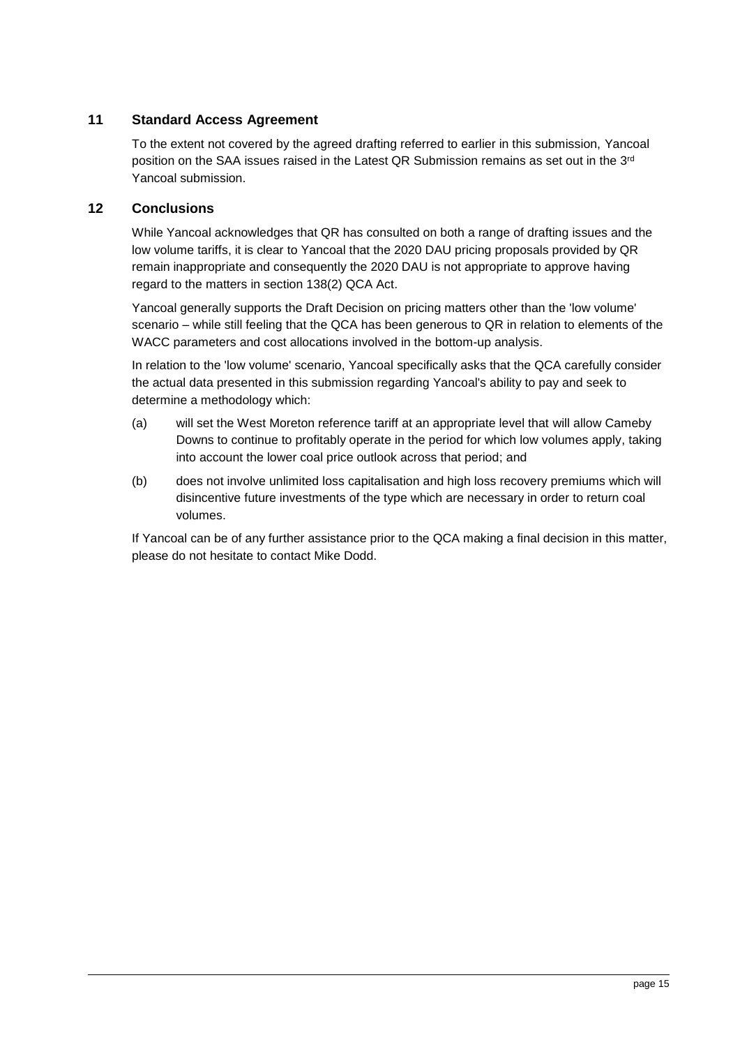## 11 Standard Access Agreement

To the extent not covered by the agreed drafting referred to earlier in this submission, Yancoal position on the SAA issues raised in the Latest QR Submission remains as set out in the 3rd Yancoal submission.

## 12 Conclusions

While Yancoal acknowledges that QR has consulted on both a range of drafting issues and the low volume tariffs, it is clear to Yancoal that the 2020 DAU pricing proposals provided by QR remain inappropriate and consequently the 2020 DAU is not appropriate to approve having regard to the matters in section 138(2) QCA Act.

Yancoal generally supports the Draft Decision on pricing matters other than the 'low volume' scenario – while still feeling that the QCA has been generous to QR in relation to elements of the WACC parameters and cost allocations involved in the bottom-up analysis.

In relation to the 'low volume' scenario, Yancoal specifically asks that the QCA carefully consider the actual data presented in this submission regarding Yancoal's ability to pay and seek to determine a methodology which:

(a) will set the West Moreton reference tariff at an appropriate level that will allow Cameby Downs to continue to profitably operate in the period for which low volumes apply, taking into account the lower coal price outlook across that period; and

(b) does not involve unlimited loss capitalisation and high loss recovery premiums which will disincentive future investments of the type which are necessary in order to return coal volumes.

If Yancoal can be of any further assistance prior to the QCA making a final decision in this matter, please do not hesitate to contact Mike Dodd.